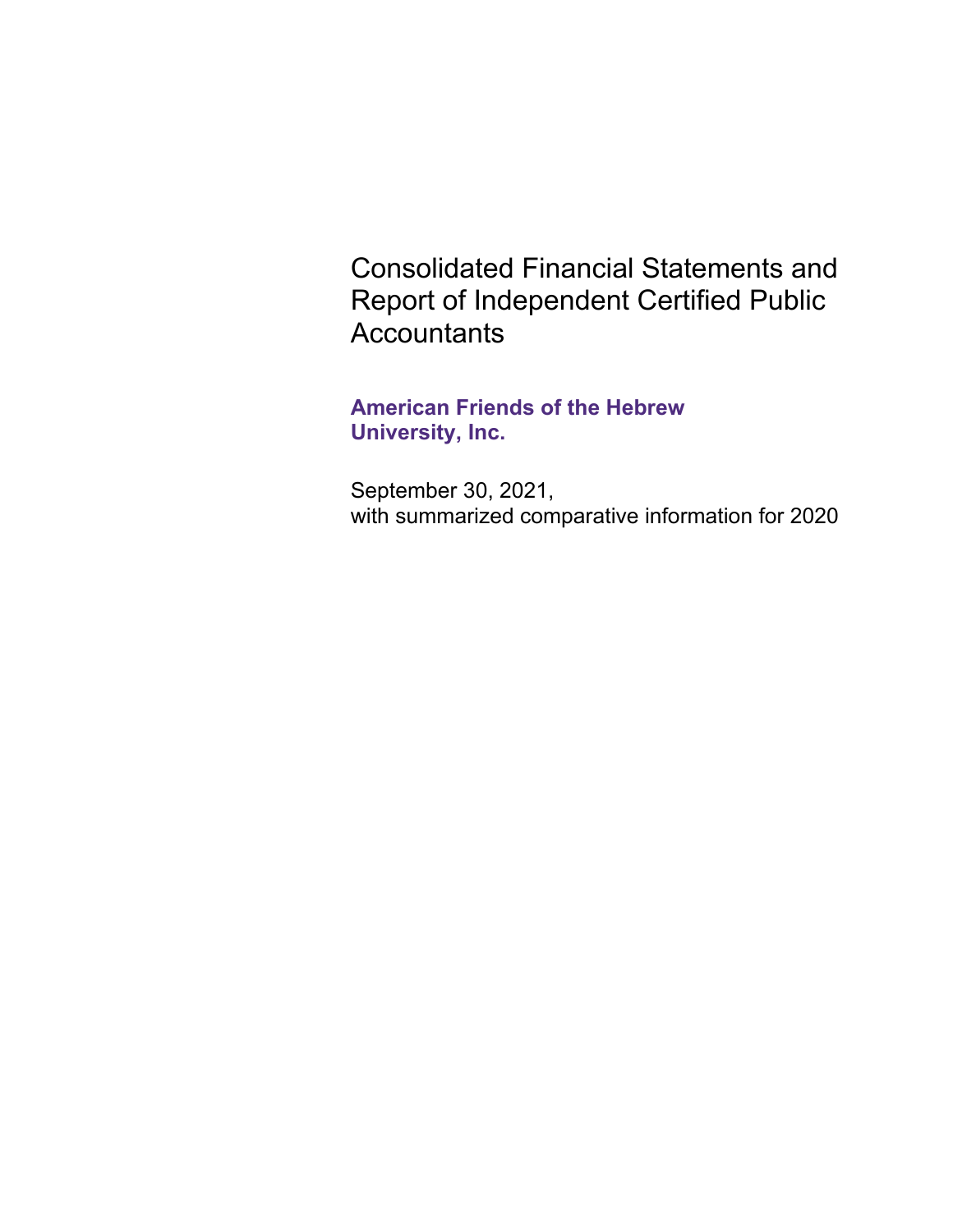# Consolidated Financial Statements and Report of Independent Certified Public Accountants

**American Friends of the Hebrew University, Inc.**

September 30, 2021,
with summarized comparative information for 2020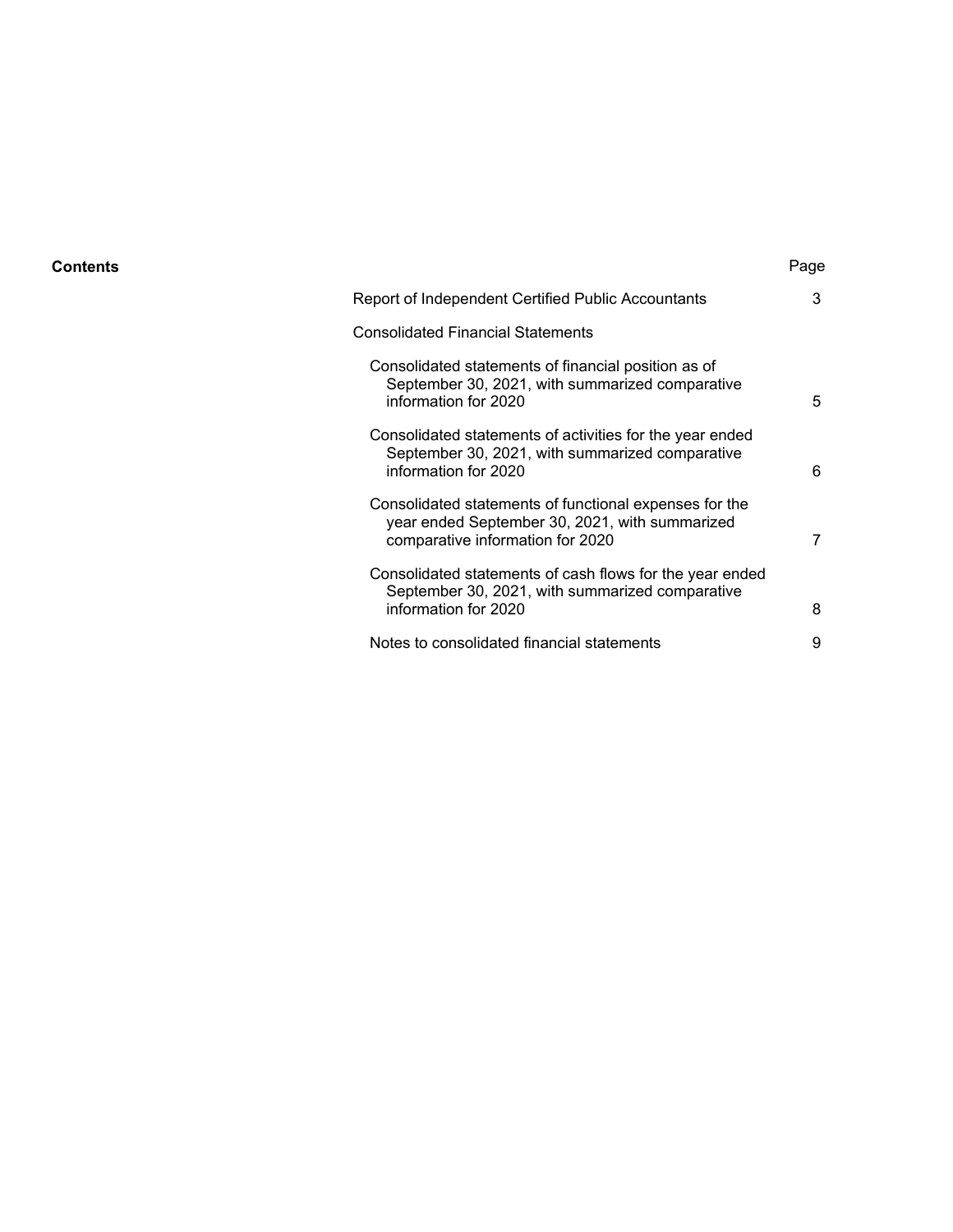**Contents**

| | Page |
| --- | --- |
| Report of Independent Certified Public Accountants | 3 |
| Consolidated Financial Statements | |
| Consolidated statements of financial position as of September 30, 2021, with summarized comparative information for 2020 | 5 |
| Consolidated statements of activities for the year ended September 30, 2021, with summarized comparative information for 2020 | 6 |
| Consolidated statements of functional expenses for the year ended September 30, 2021, with summarized comparative information for 2020 | 7 |
| Consolidated statements of cash flows for the year ended September 30, 2021, with summarized comparative information for 2020 | 8 |
| Notes to consolidated financial statements | 9 |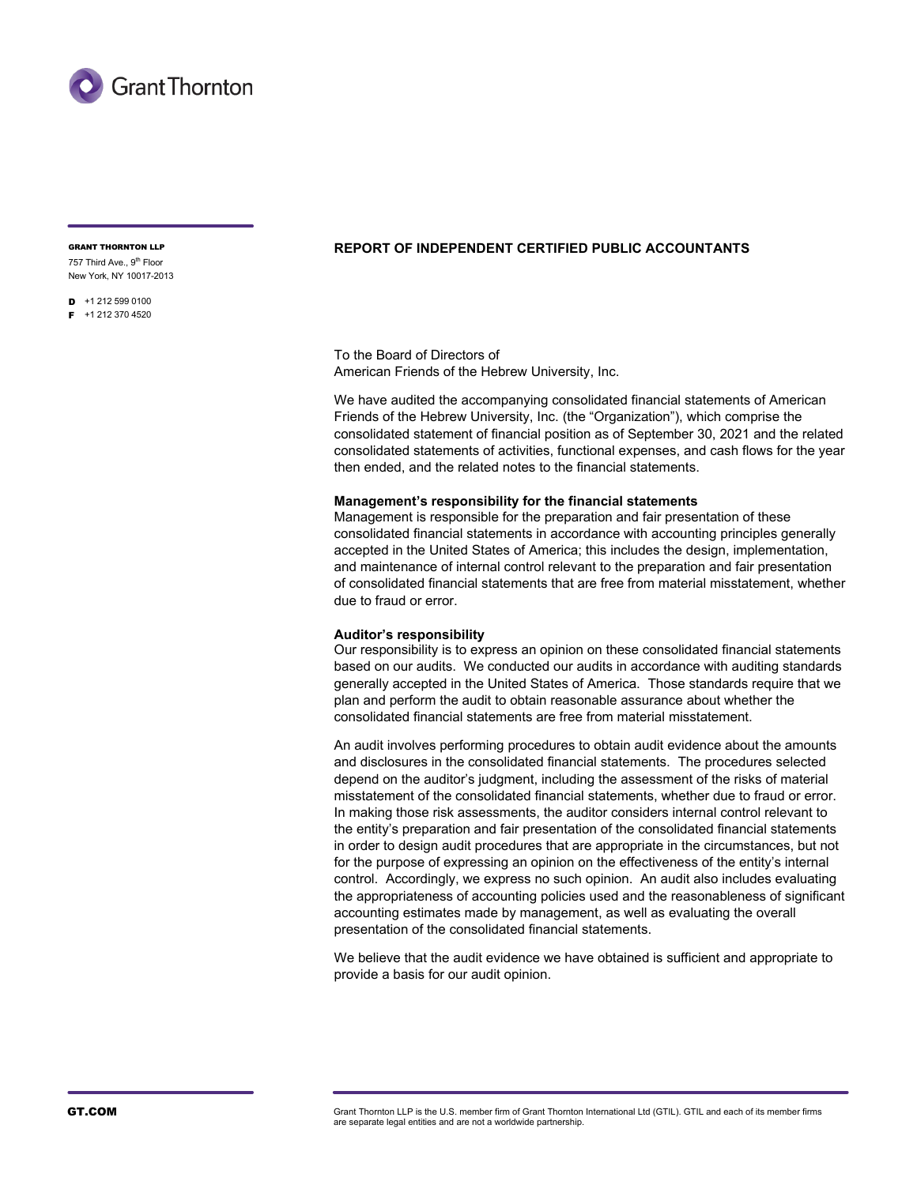GRANT THORNTON LLP
757 Third Ave., 9th Floor
New York, NY 10017-2013

D +1 212 599 0100
F +1 212 370 4520

## REPORT OF INDEPENDENT CERTIFIED PUBLIC ACCOUNTANTS

To the Board of Directors of
American Friends of the Hebrew University, Inc.

We have audited the accompanying consolidated financial statements of American Friends of the Hebrew University, Inc. (the "Organization"), which comprise the consolidated statement of financial position as of September 30, 2021 and the related consolidated statements of activities, functional expenses, and cash flows for the year then ended, and the related notes to the financial statements.

**Management's responsibility for the financial statements**
Management is responsible for the preparation and fair presentation of these consolidated financial statements in accordance with accounting principles generally accepted in the United States of America; this includes the design, implementation, and maintenance of internal control relevant to the preparation and fair presentation of consolidated financial statements that are free from material misstatement, whether due to fraud or error.

**Auditor's responsibility**
Our responsibility is to express an opinion on these consolidated financial statements based on our audits. We conducted our audits in accordance with auditing standards generally accepted in the United States of America. Those standards require that we plan and perform the audit to obtain reasonable assurance about whether the consolidated financial statements are free from material misstatement.

An audit involves performing procedures to obtain audit evidence about the amounts and disclosures in the consolidated financial statements. The procedures selected depend on the auditor's judgment, including the assessment of the risks of material misstatement of the consolidated financial statements, whether due to fraud or error. In making those risk assessments, the auditor considers internal control relevant to the entity's preparation and fair presentation of the consolidated financial statements in order to design audit procedures that are appropriate in the circumstances, but not for the purpose of expressing an opinion on the effectiveness of the entity's internal control. Accordingly, we express no such opinion. An audit also includes evaluating the appropriateness of accounting policies used and the reasonableness of significant accounting estimates made by management, as well as evaluating the overall presentation of the consolidated financial statements.

We believe that the audit evidence we have obtained is sufficient and appropriate to provide a basis for our audit opinion.

GT.COM

Grant Thornton LLP is the U.S. member firm of Grant Thornton International Ltd (GTIL). GTIL and each of its member firms are separate legal entities and are not a worldwide partnership.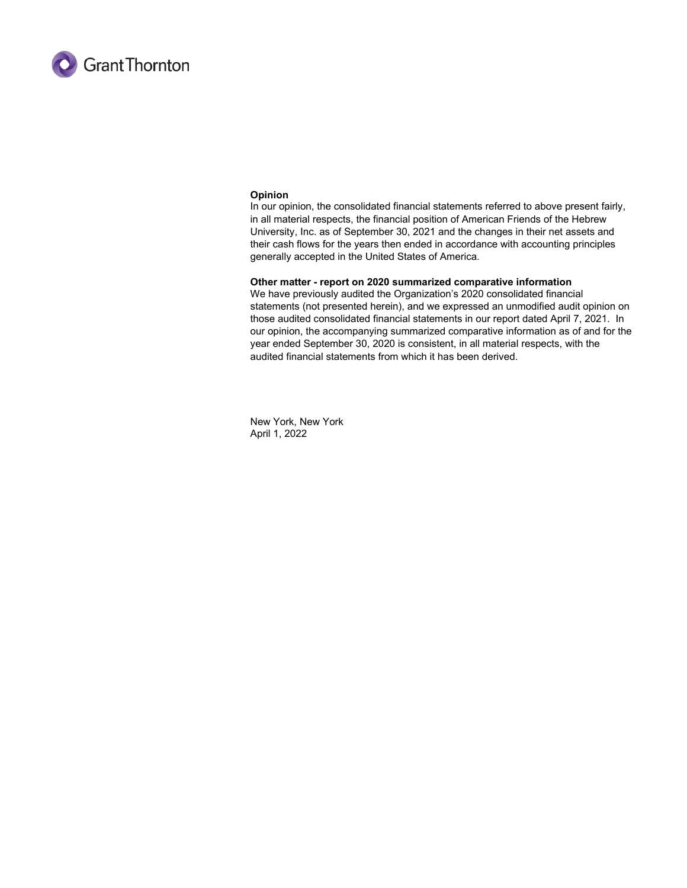**Opinion**

In our opinion, the consolidated financial statements referred to above present fairly, in all material respects, the financial position of American Friends of the Hebrew University, Inc. as of September 30, 2021 and the changes in their net assets and their cash flows for the years then ended in accordance with accounting principles generally accepted in the United States of America.

**Other matter - report on 2020 summarized comparative information**

We have previously audited the Organization's 2020 consolidated financial statements (not presented herein), and we expressed an unmodified audit opinion on those audited consolidated financial statements in our report dated April 7, 2021. In our opinion, the accompanying summarized comparative information as of and for the year ended September 30, 2020 is consistent, in all material respects, with the audited financial statements from which it has been derived.

New York, New York
April 1, 2022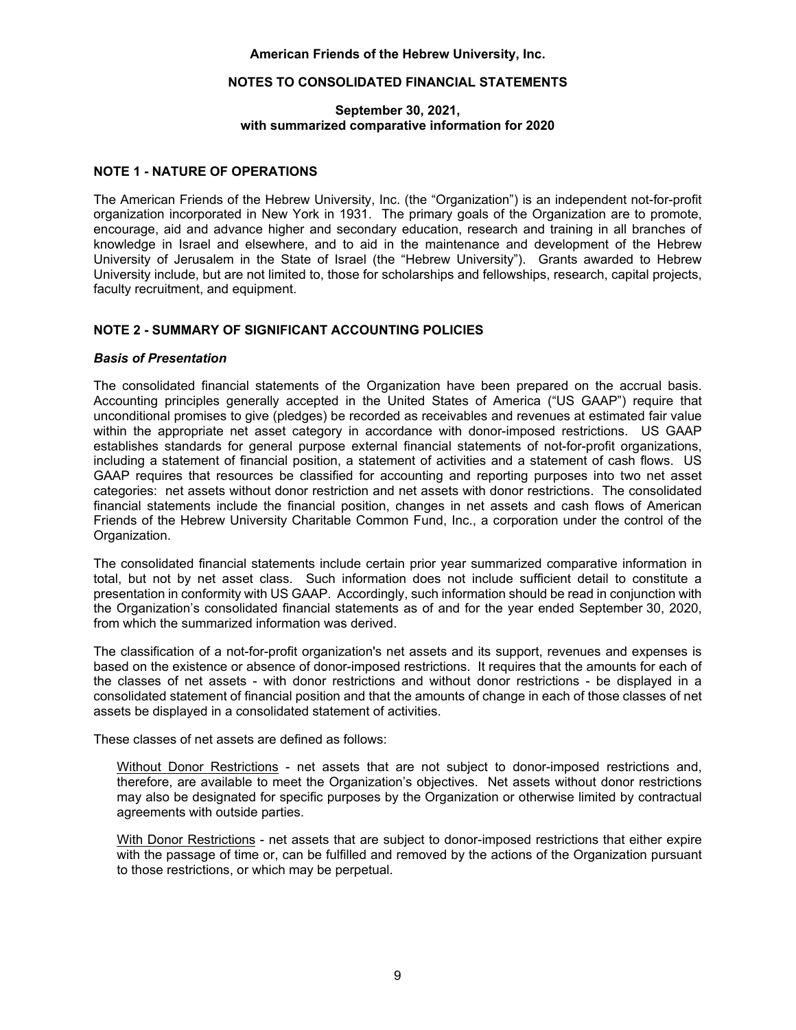# American Friends of the Hebrew University, Inc.

## NOTES TO CONSOLIDATED FINANCIAL STATEMENTS

### September 30, 2021, with summarized comparative information for 2020

## NOTE 1 - NATURE OF OPERATIONS

The American Friends of the Hebrew University, Inc. (the "Organization") is an independent not-for-profit organization incorporated in New York in 1931. The primary goals of the Organization are to promote, encourage, aid and advance higher and secondary education, research and training in all branches of knowledge in Israel and elsewhere, and to aid in the maintenance and development of the Hebrew University of Jerusalem in the State of Israel (the "Hebrew University"). Grants awarded to Hebrew University include, but are not limited to, those for scholarships and fellowships, research, capital projects, faculty recruitment, and equipment.

## NOTE 2 - SUMMARY OF SIGNIFICANT ACCOUNTING POLICIES

### *Basis of Presentation*

The consolidated financial statements of the Organization have been prepared on the accrual basis. Accounting principles generally accepted in the United States of America ("US GAAP") require that unconditional promises to give (pledges) be recorded as receivables and revenues at estimated fair value within the appropriate net asset category in accordance with donor-imposed restrictions. US GAAP establishes standards for general purpose external financial statements of not-for-profit organizations, including a statement of financial position, a statement of activities and a statement of cash flows. US GAAP requires that resources be classified for accounting and reporting purposes into two net asset categories: net assets without donor restriction and net assets with donor restrictions. The consolidated financial statements include the financial position, changes in net assets and cash flows of American Friends of the Hebrew University Charitable Common Fund, Inc., a corporation under the control of the Organization.

The consolidated financial statements include certain prior year summarized comparative information in total, but not by net asset class. Such information does not include sufficient detail to constitute a presentation in conformity with US GAAP. Accordingly, such information should be read in conjunction with the Organization's consolidated financial statements as of and for the year ended September 30, 2020, from which the summarized information was derived.

The classification of a not-for-profit organization's net assets and its support, revenues and expenses is based on the existence or absence of donor-imposed restrictions. It requires that the amounts for each of the classes of net assets - with donor restrictions and without donor restrictions - be displayed in a consolidated statement of financial position and that the amounts of change in each of those classes of net assets be displayed in a consolidated statement of activities.

These classes of net assets are defined as follows:

Without Donor Restrictions - net assets that are not subject to donor-imposed restrictions and, therefore, are available to meet the Organization's objectives. Net assets without donor restrictions may also be designated for specific purposes by the Organization or otherwise limited by contractual agreements with outside parties.

With Donor Restrictions - net assets that are subject to donor-imposed restrictions that either expire with the passage of time or, can be fulfilled and removed by the actions of the Organization pursuant to those restrictions, or which may be perpetual.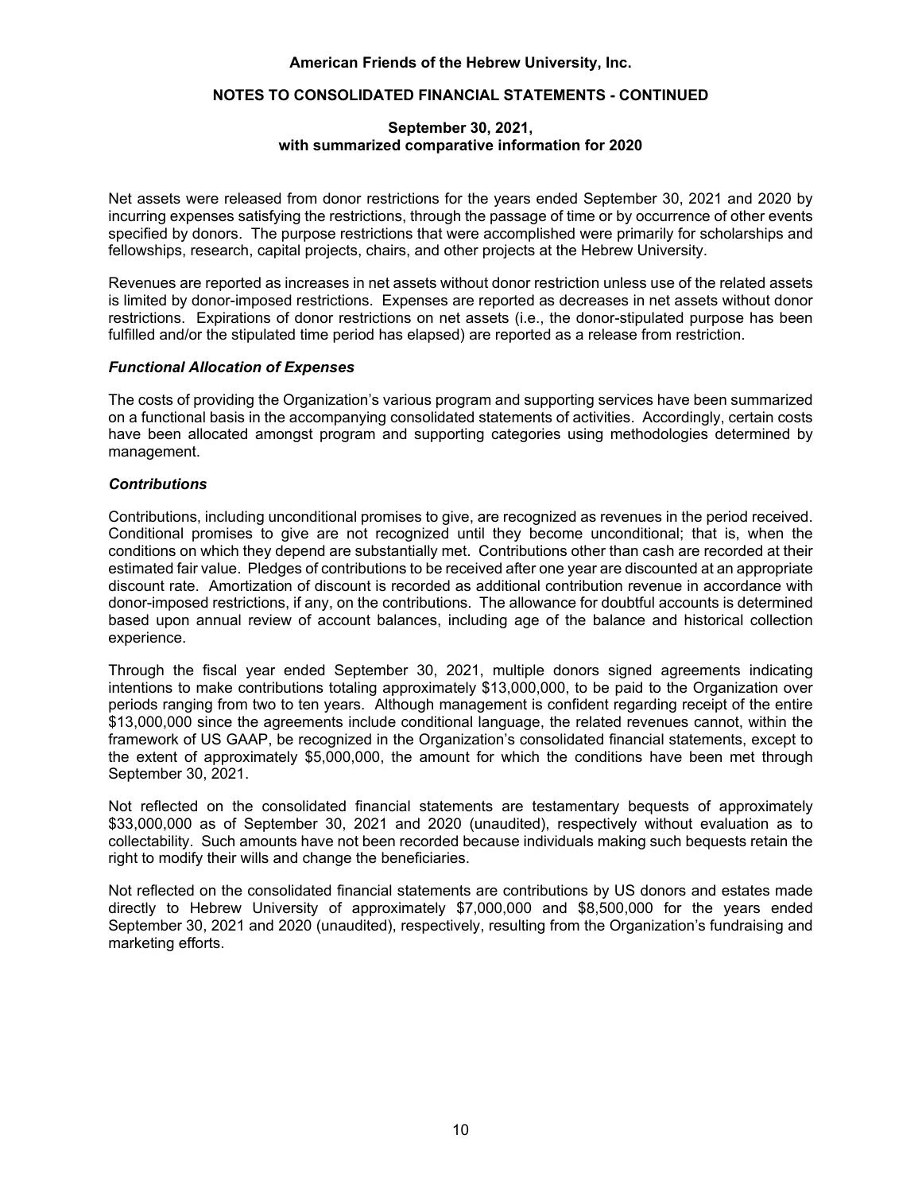Net assets were released from donor restrictions for the years ended September 30, 2021 and 2020 by incurring expenses satisfying the restrictions, through the passage of time or by occurrence of other events specified by donors. The purpose restrictions that were accomplished were primarily for scholarships and fellowships, research, capital projects, chairs, and other projects at the Hebrew University.

Revenues are reported as increases in net assets without donor restriction unless use of the related assets is limited by donor-imposed restrictions. Expenses are reported as decreases in net assets without donor restrictions. Expirations of donor restrictions on net assets (i.e., the donor-stipulated purpose has been fulfilled and/or the stipulated time period has elapsed) are reported as a release from restriction.

### *Functional Allocation of Expenses*

The costs of providing the Organization's various program and supporting services have been summarized on a functional basis in the accompanying consolidated statements of activities. Accordingly, certain costs have been allocated amongst program and supporting categories using methodologies determined by management.

### *Contributions*

Contributions, including unconditional promises to give, are recognized as revenues in the period received. Conditional promises to give are not recognized until they become unconditional; that is, when the conditions on which they depend are substantially met. Contributions other than cash are recorded at their estimated fair value. Pledges of contributions to be received after one year are discounted at an appropriate discount rate. Amortization of discount is recorded as additional contribution revenue in accordance with donor-imposed restrictions, if any, on the contributions. The allowance for doubtful accounts is determined based upon annual review of account balances, including age of the balance and historical collection experience.

Through the fiscal year ended September 30, 2021, multiple donors signed agreements indicating intentions to make contributions totaling approximately $13,000,000, to be paid to the Organization over periods ranging from two to ten years. Although management is confident regarding receipt of the entire $13,000,000 since the agreements include conditional language, the related revenues cannot, within the framework of US GAAP, be recognized in the Organization's consolidated financial statements, except to the extent of approximately $5,000,000, the amount for which the conditions have been met through September 30, 2021.

Not reflected on the consolidated financial statements are testamentary bequests of approximately $33,000,000 as of September 30, 2021 and 2020 (unaudited), respectively without evaluation as to collectability. Such amounts have not been recorded because individuals making such bequests retain the right to modify their wills and change the beneficiaries.

Not reflected on the consolidated financial statements are contributions by US donors and estates made directly to Hebrew University of approximately $7,000,000 and $8,500,000 for the years ended September 30, 2021 and 2020 (unaudited), respectively, resulting from the Organization's fundraising and marketing efforts.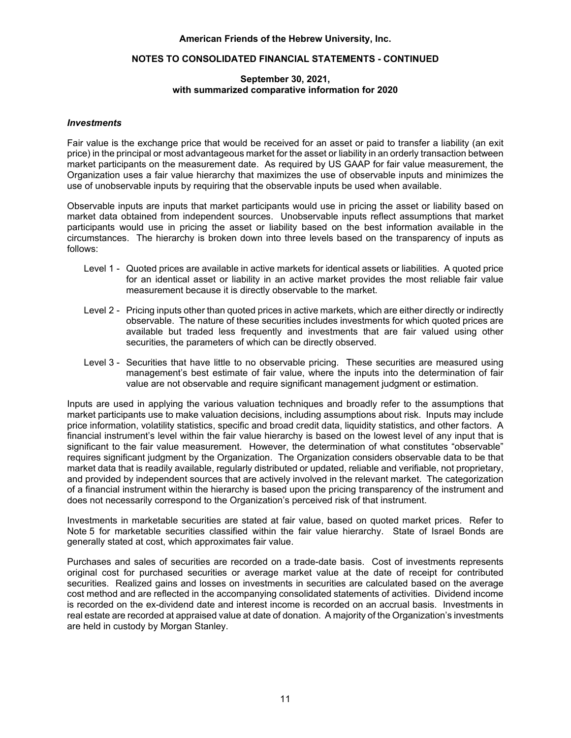### *Investments*

Fair value is the exchange price that would be received for an asset or paid to transfer a liability (an exit price) in the principal or most advantageous market for the asset or liability in an orderly transaction between market participants on the measurement date. As required by US GAAP for fair value measurement, the Organization uses a fair value hierarchy that maximizes the use of observable inputs and minimizes the use of unobservable inputs by requiring that the observable inputs be used when available.

Observable inputs are inputs that market participants would use in pricing the asset or liability based on market data obtained from independent sources. Unobservable inputs reflect assumptions that market participants would use in pricing the asset or liability based on the best information available in the circumstances. The hierarchy is broken down into three levels based on the transparency of inputs as follows:

- Level 1 - Quoted prices are available in active markets for identical assets or liabilities. A quoted price for an identical asset or liability in an active market provides the most reliable fair value measurement because it is directly observable to the market.

- Level 2 - Pricing inputs other than quoted prices in active markets, which are either directly or indirectly observable. The nature of these securities includes investments for which quoted prices are available but traded less frequently and investments that are fair valued using other securities, the parameters of which can be directly observed.

- Level 3 - Securities that have little to no observable pricing. These securities are measured using management's best estimate of fair value, where the inputs into the determination of fair value are not observable and require significant management judgment or estimation.

Inputs are used in applying the various valuation techniques and broadly refer to the assumptions that market participants use to make valuation decisions, including assumptions about risk. Inputs may include price information, volatility statistics, specific and broad credit data, liquidity statistics, and other factors. A financial instrument's level within the fair value hierarchy is based on the lowest level of any input that is significant to the fair value measurement. However, the determination of what constitutes "observable" requires significant judgment by the Organization. The Organization considers observable data to be that market data that is readily available, regularly distributed or updated, reliable and verifiable, not proprietary, and provided by independent sources that are actively involved in the relevant market. The categorization of a financial instrument within the hierarchy is based upon the pricing transparency of the instrument and does not necessarily correspond to the Organization's perceived risk of that instrument.

Investments in marketable securities are stated at fair value, based on quoted market prices. Refer to Note 5 for marketable securities classified within the fair value hierarchy. State of Israel Bonds are generally stated at cost, which approximates fair value.

Purchases and sales of securities are recorded on a trade-date basis. Cost of investments represents original cost for purchased securities or average market value at the date of receipt for contributed securities. Realized gains and losses on investments in securities are calculated based on the average cost method and are reflected in the accompanying consolidated statements of activities. Dividend income is recorded on the ex-dividend date and interest income is recorded on an accrual basis. Investments in real estate are recorded at appraised value at date of donation. A majority of the Organization's investments are held in custody by Morgan Stanley.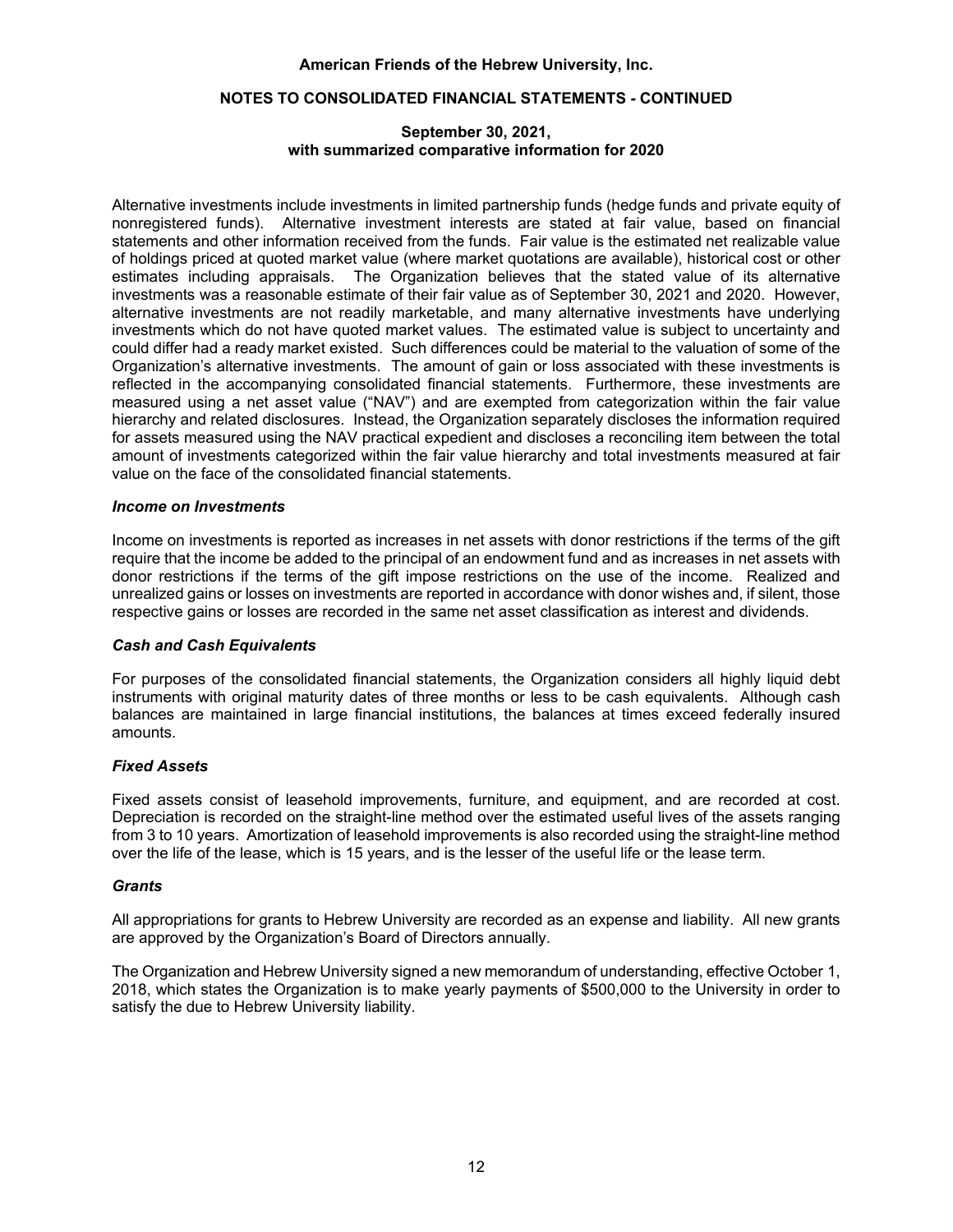Alternative investments include investments in limited partnership funds (hedge funds and private equity of nonregistered funds). Alternative investment interests are stated at fair value, based on financial statements and other information received from the funds. Fair value is the estimated net realizable value of holdings priced at quoted market value (where market quotations are available), historical cost or other estimates including appraisals. The Organization believes that the stated value of its alternative investments was a reasonable estimate of their fair value as of September 30, 2021 and 2020. However, alternative investments are not readily marketable, and many alternative investments have underlying investments which do not have quoted market values. The estimated value is subject to uncertainty and could differ had a ready market existed. Such differences could be material to the valuation of some of the Organization's alternative investments. The amount of gain or loss associated with these investments is reflected in the accompanying consolidated financial statements. Furthermore, these investments are measured using a net asset value ("NAV") and are exempted from categorization within the fair value hierarchy and related disclosures. Instead, the Organization separately discloses the information required for assets measured using the NAV practical expedient and discloses a reconciling item between the total amount of investments categorized within the fair value hierarchy and total investments measured at fair value on the face of the consolidated financial statements.

### *Income on Investments*

Income on investments is reported as increases in net assets with donor restrictions if the terms of the gift require that the income be added to the principal of an endowment fund and as increases in net assets with donor restrictions if the terms of the gift impose restrictions on the use of the income. Realized and unrealized gains or losses on investments are reported in accordance with donor wishes and, if silent, those respective gains or losses are recorded in the same net asset classification as interest and dividends.

### *Cash and Cash Equivalents*

For purposes of the consolidated financial statements, the Organization considers all highly liquid debt instruments with original maturity dates of three months or less to be cash equivalents. Although cash balances are maintained in large financial institutions, the balances at times exceed federally insured amounts.

### *Fixed Assets*

Fixed assets consist of leasehold improvements, furniture, and equipment, and are recorded at cost. Depreciation is recorded on the straight-line method over the estimated useful lives of the assets ranging from 3 to 10 years. Amortization of leasehold improvements is also recorded using the straight-line method over the life of the lease, which is 15 years, and is the lesser of the useful life or the lease term.

### *Grants*

All appropriations for grants to Hebrew University are recorded as an expense and liability. All new grants are approved by the Organization's Board of Directors annually.

The Organization and Hebrew University signed a new memorandum of understanding, effective October 1, 2018, which states the Organization is to make yearly payments of $500,000 to the University in order to satisfy the due to Hebrew University liability.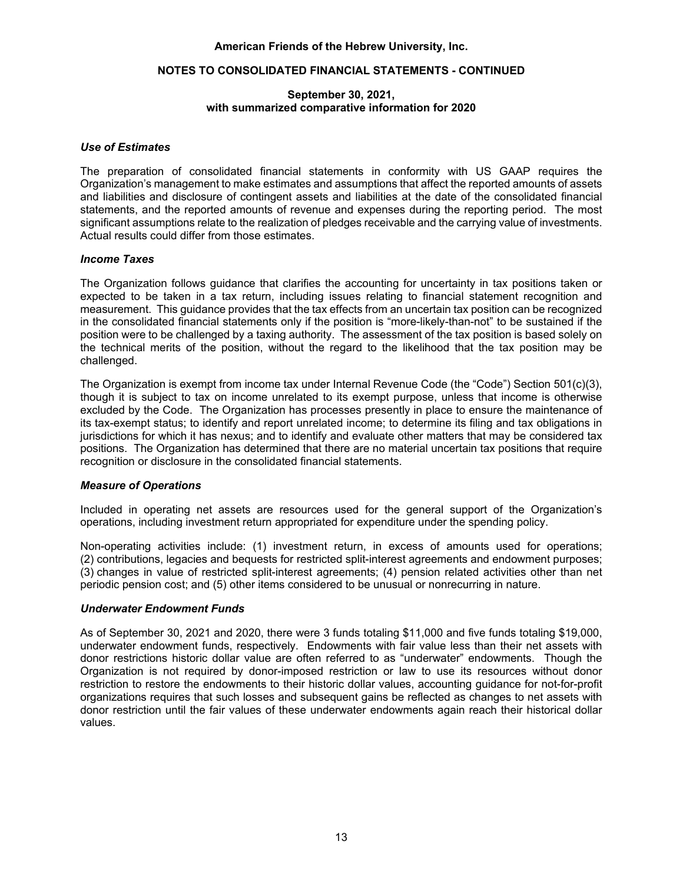### *Use of Estimates*

The preparation of consolidated financial statements in conformity with US GAAP requires the Organization's management to make estimates and assumptions that affect the reported amounts of assets and liabilities and disclosure of contingent assets and liabilities at the date of the consolidated financial statements, and the reported amounts of revenue and expenses during the reporting period. The most significant assumptions relate to the realization of pledges receivable and the carrying value of investments. Actual results could differ from those estimates.

### *Income Taxes*

The Organization follows guidance that clarifies the accounting for uncertainty in tax positions taken or expected to be taken in a tax return, including issues relating to financial statement recognition and measurement. This guidance provides that the tax effects from an uncertain tax position can be recognized in the consolidated financial statements only if the position is "more-likely-than-not" to be sustained if the position were to be challenged by a taxing authority. The assessment of the tax position is based solely on the technical merits of the position, without the regard to the likelihood that the tax position may be challenged.

The Organization is exempt from income tax under Internal Revenue Code (the "Code") Section 501(c)(3), though it is subject to tax on income unrelated to its exempt purpose, unless that income is otherwise excluded by the Code. The Organization has processes presently in place to ensure the maintenance of its tax-exempt status; to identify and report unrelated income; to determine its filing and tax obligations in jurisdictions for which it has nexus; and to identify and evaluate other matters that may be considered tax positions. The Organization has determined that there are no material uncertain tax positions that require recognition or disclosure in the consolidated financial statements.

### *Measure of Operations*

Included in operating net assets are resources used for the general support of the Organization's operations, including investment return appropriated for expenditure under the spending policy.

Non-operating activities include: (1) investment return, in excess of amounts used for operations; (2) contributions, legacies and bequests for restricted split-interest agreements and endowment purposes; (3) changes in value of restricted split-interest agreements; (4) pension related activities other than net periodic pension cost; and (5) other items considered to be unusual or nonrecurring in nature.

### *Underwater Endowment Funds*

As of September 30, 2021 and 2020, there were 3 funds totaling $11,000 and five funds totaling $19,000, underwater endowment funds, respectively. Endowments with fair value less than their net assets with donor restrictions historic dollar value are often referred to as "underwater" endowments. Though the Organization is not required by donor-imposed restriction or law to use its resources without donor restriction to restore the endowments to their historic dollar values, accounting guidance for not-for-profit organizations requires that such losses and subsequent gains be reflected as changes to net assets with donor restriction until the fair values of these underwater endowments again reach their historical dollar values.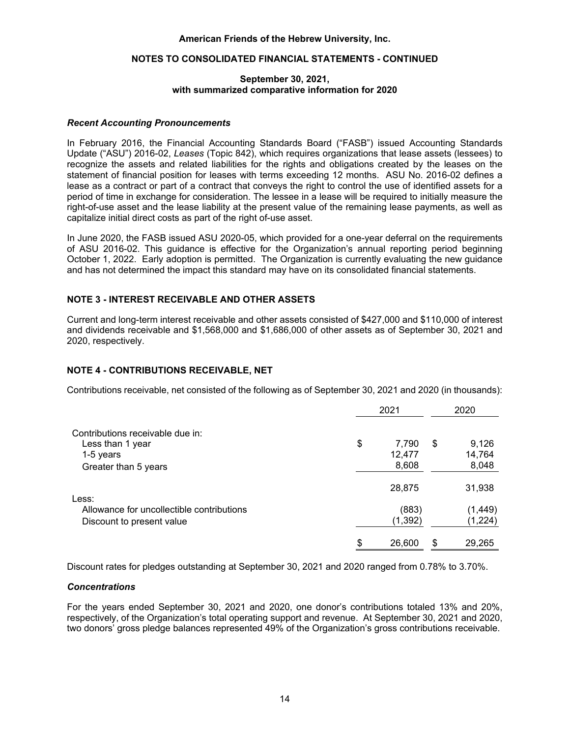### *Recent Accounting Pronouncements*

In February 2016, the Financial Accounting Standards Board ("FASB") issued Accounting Standards Update ("ASU") 2016-02, *Leases* (Topic 842), which requires organizations that lease assets (lessees) to recognize the assets and related liabilities for the rights and obligations created by the leases on the statement of financial position for leases with terms exceeding 12 months. ASU No. 2016-02 defines a lease as a contract or part of a contract that conveys the right to control the use of identified assets for a period of time in exchange for consideration. The lessee in a lease will be required to initially measure the right-of-use asset and the lease liability at the present value of the remaining lease payments, as well as capitalize initial direct costs as part of the right of-use asset.

In June 2020, the FASB issued ASU 2020-05, which provided for a one-year deferral on the requirements of ASU 2016-02. This guidance is effective for the Organization's annual reporting period beginning October 1, 2022. Early adoption is permitted. The Organization is currently evaluating the new guidance and has not determined the impact this standard may have on its consolidated financial statements.

## NOTE 3 - INTEREST RECEIVABLE AND OTHER ASSETS

Current and long-term interest receivable and other assets consisted of $427,000 and $110,000 of interest and dividends receivable and $1,568,000 and $1,686,000 of other assets as of September 30, 2021 and 2020, respectively.

## NOTE 4 - CONTRIBUTIONS RECEIVABLE, NET

Contributions receivable, net consisted of the following as of September 30, 2021 and 2020 (in thousands):

| | 2021 | 2020 |
|---|---|---|
| Contributions receivable due in: | | |
| Less than 1 year | $ 7,790 | $ 9,126 |
| 1-5 years | 12,477 | 14,764 |
| Greater than 5 years | 8,608 | 8,048 |
| | 28,875 | 31,938 |
| Less: | | |
| Allowance for uncollectible contributions | (883) | (1,449) |
| Discount to present value | (1,392) | (1,224) |
| | $ 26,600 | $ 29,265 |

Discount rates for pledges outstanding at September 30, 2021 and 2020 ranged from 0.78% to 3.70%.

### *Concentrations*

For the years ended September 30, 2021 and 2020, one donor's contributions totaled 13% and 20%, respectively, of the Organization's total operating support and revenue. At September 30, 2021 and 2020, two donors' gross pledge balances represented 49% of the Organization's gross contributions receivable.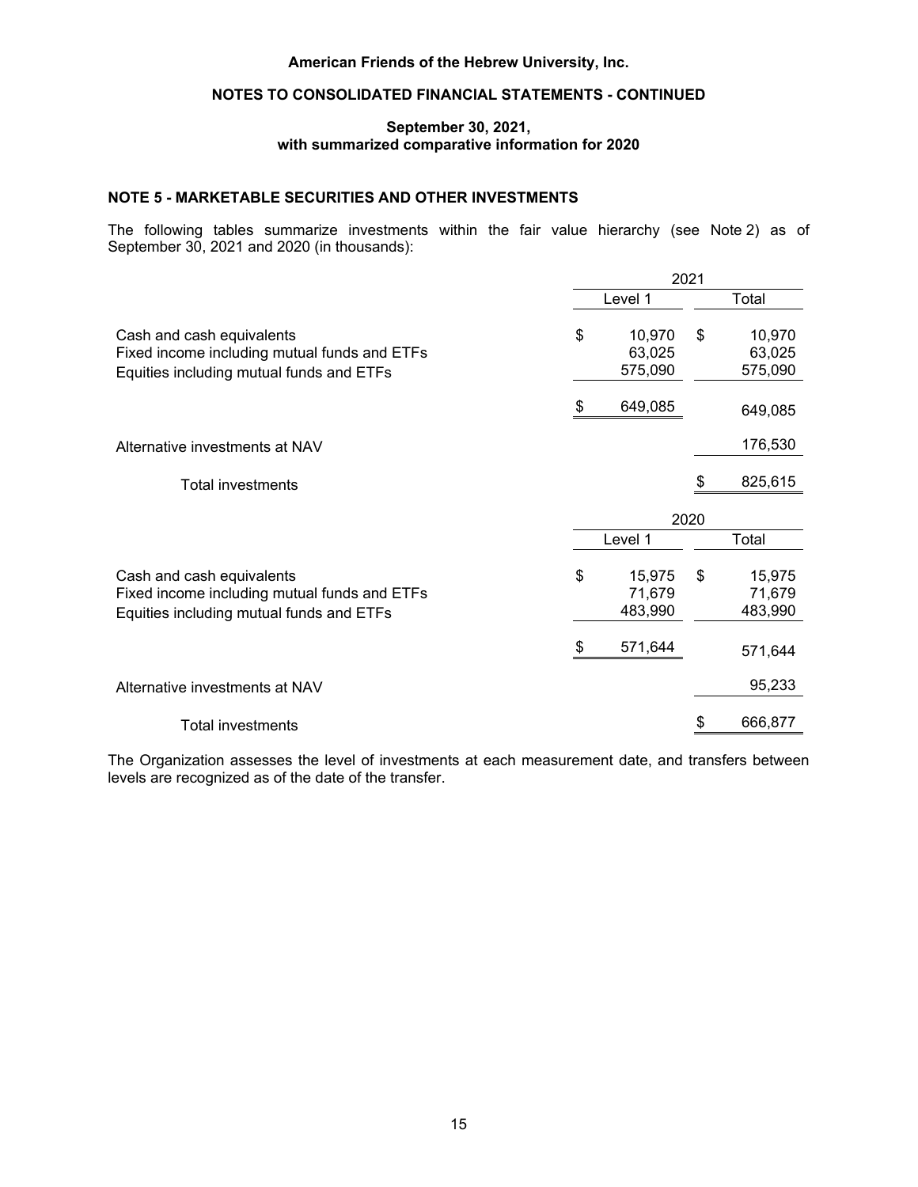## NOTE 5 - MARKETABLE SECURITIES AND OTHER INVESTMENTS

The following tables summarize investments within the fair value hierarchy (see Note 2) as of September 30, 2021 and 2020 (in thousands):

| | 2021 | |
|---|---|---|
| | Level 1 | Total |
| Cash and cash equivalents | $ 10,970 | $ 10,970 |
| Fixed income including mutual funds and ETFs | 63,025 | 63,025 |
| Equities including mutual funds and ETFs | 575,090 | 575,090 |
| | $ 649,085 | 649,085 |
| Alternative investments at NAV | | 176,530 |
| Total investments | | $ 825,615 |

| | 2020 | |
|---|---|---|
| | Level 1 | Total |
| Cash and cash equivalents | $ 15,975 | $ 15,975 |
| Fixed income including mutual funds and ETFs | 71,679 | 71,679 |
| Equities including mutual funds and ETFs | 483,990 | 483,990 |
| | $ 571,644 | 571,644 |
| Alternative investments at NAV | | 95,233 |
| Total investments | | $ 666,877 |

The Organization assesses the level of investments at each measurement date, and transfers between levels are recognized as of the date of the transfer.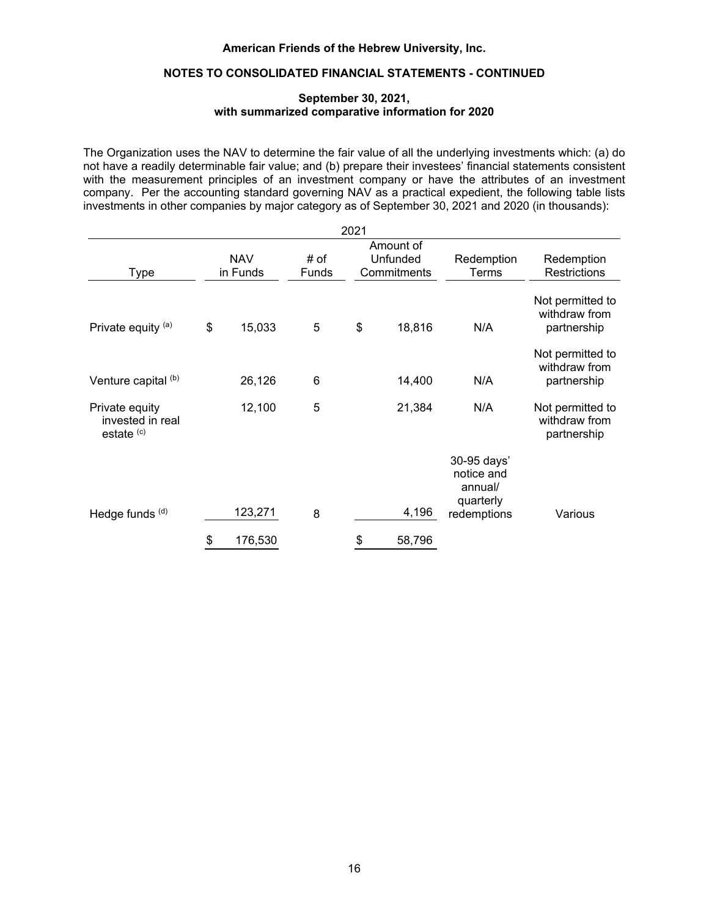American Friends of the Hebrew University, Inc.

NOTES TO CONSOLIDATED FINANCIAL STATEMENTS - CONTINUED

September 30, 2021,
with summarized comparative information for 2020

The Organization uses the NAV to determine the fair value of all the underlying investments which: (a) do not have a readily determinable fair value; and (b) prepare their investees' financial statements consistent with the measurement principles of an investment company or have the attributes of an investment company. Per the accounting standard governing NAV as a practical expedient, the following table lists investments in other companies by major category as of September 30, 2021 and 2020 (in thousands):

| | 2021 | | | | |
|---|---|---|---|---|---|
| Type | NAV in Funds | # of Funds | Amount of Unfunded Commitments | Redemption Terms | Redemption Restrictions |
| Private equity [(a)] | $ 15,033 | 5 | $ 18,816 | N/A | Not permitted to withdraw from partnership |
| Venture capital [(b)] | 26,126 | 6 | 14,400 | N/A | Not permitted to withdraw from partnership |
| Private equity invested in real estate [(c)] | 12,100 | 5 | 21,384 | N/A | Not permitted to withdraw from partnership |
| Hedge funds [(d)] | 123,271 | 8 | 4,196 | 30-95 days' notice and annual/ quarterly redemptions | Various |
| | $ 176,530 | | $ 58,796 | | |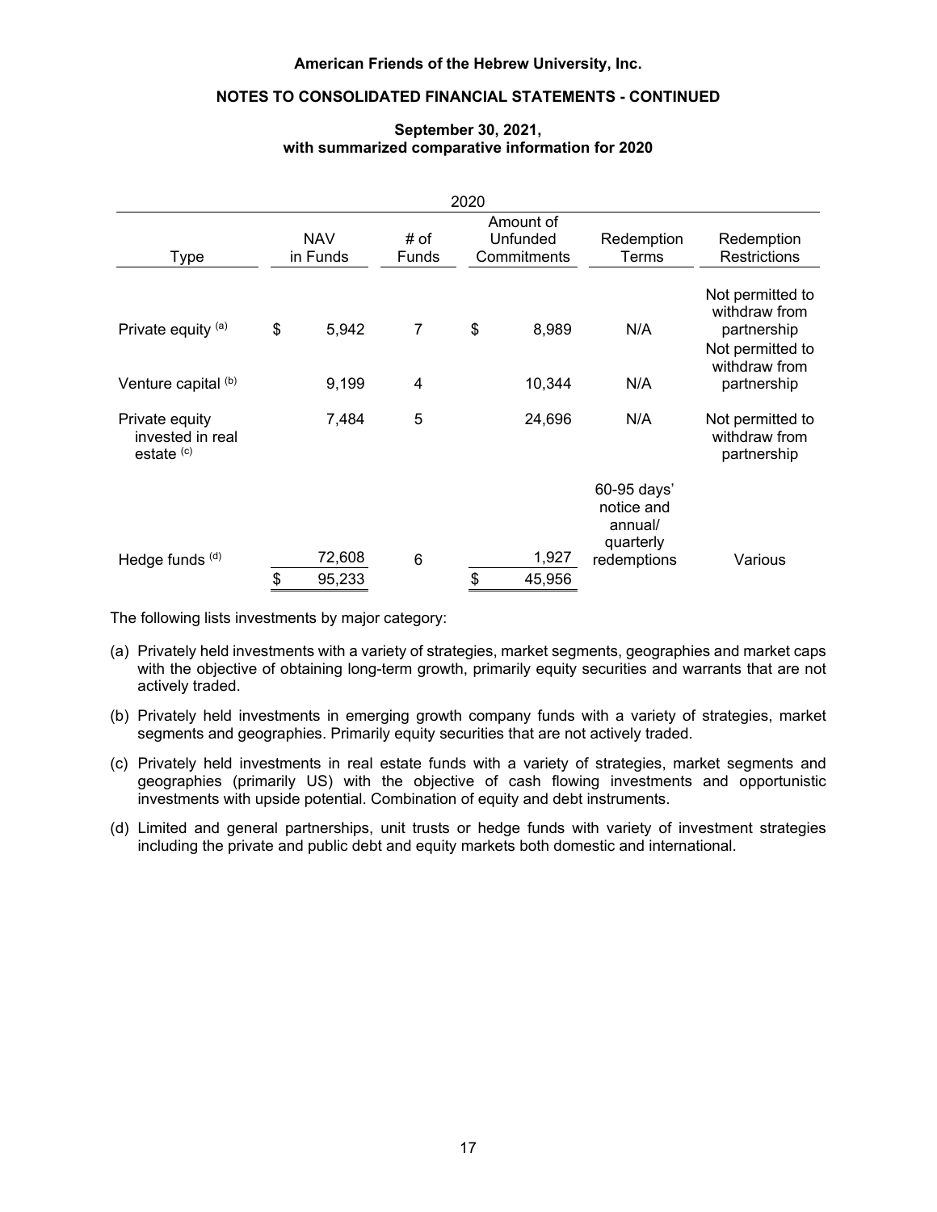**NOTES TO CONSOLIDATED FINANCIAL STATEMENTS - CONTINUED**

**September 30, 2021, with summarized comparative information for 2020**

| 2020 | | | | | |
|---|---|---|---|---|---|
| Type | NAV in Funds | # of Funds | Amount of Unfunded Commitments | Redemption Terms | Redemption Restrictions |
| Private equity [(a)] | $ 5,942 | 7 | $ 8,989 | N/A | Not permitted to withdraw from partnership |
| Venture capital [(b)] | 9,199 | 4 | 10,344 | N/A | Not permitted to withdraw from partnership |
| Private equity invested in real estate [(c)] | 7,484 | 5 | 24,696 | N/A | Not permitted to withdraw from partnership |
| Hedge funds [(d)] | 72,608 | 6 | 1,927 | 60-95 days' notice and annual/ quarterly redemptions | Various |
| | $ 95,233 | | $ 45,956 | | |

The following lists investments by major category:

(a) Privately held investments with a variety of strategies, market segments, geographies and market caps with the objective of obtaining long-term growth, primarily equity securities and warrants that are not actively traded.

(b) Privately held investments in emerging growth company funds with a variety of strategies, market segments and geographies. Primarily equity securities that are not actively traded.

(c) Privately held investments in real estate funds with a variety of strategies, market segments and geographies (primarily US) with the objective of cash flowing investments and opportunistic investments with upside potential. Combination of equity and debt instruments.

(d) Limited and general partnerships, unit trusts or hedge funds with variety of investment strategies including the private and public debt and equity markets both domestic and international.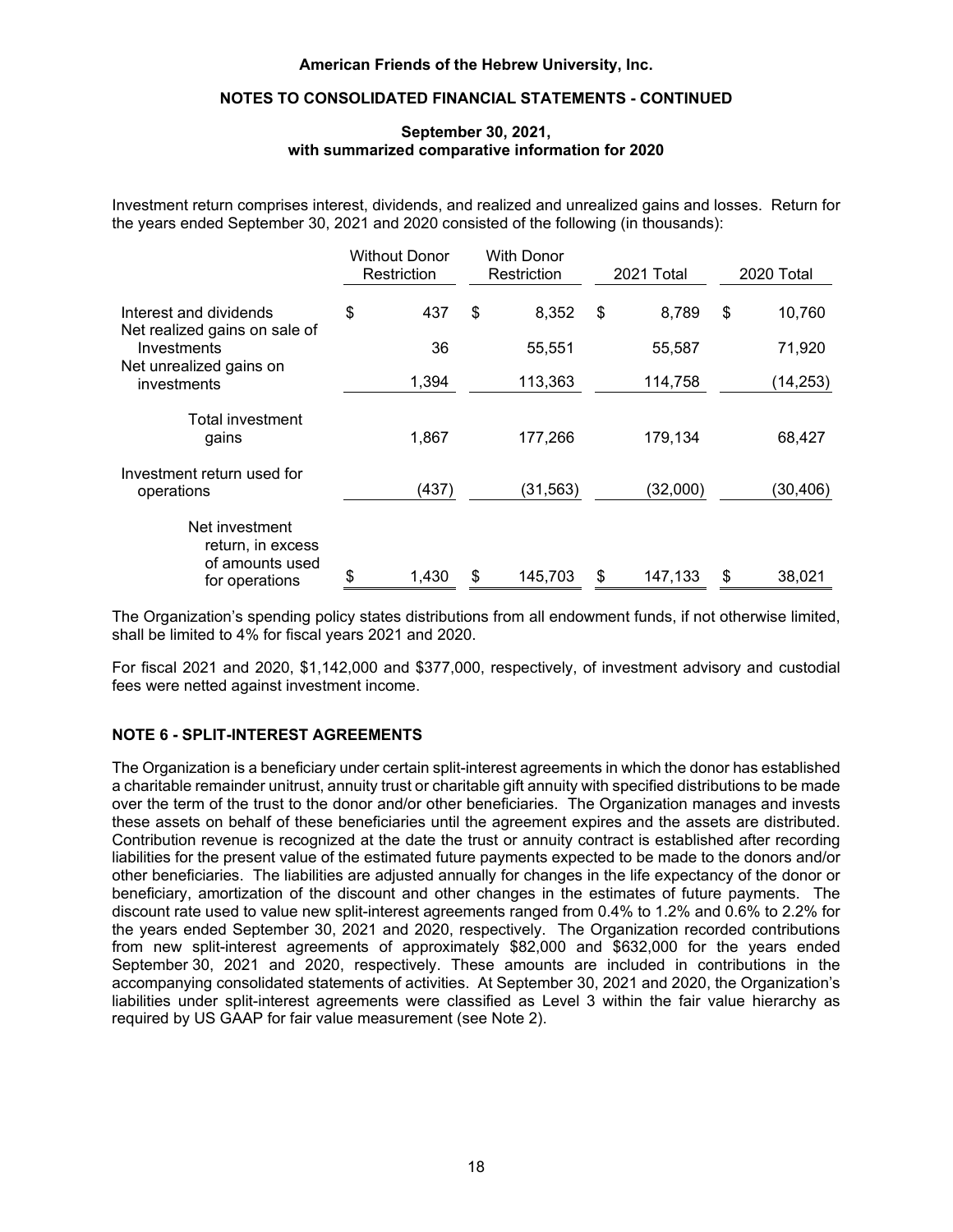Investment return comprises interest, dividends, and realized and unrealized gains and losses. Return for the years ended September 30, 2021 and 2020 consisted of the following (in thousands):

| | Without Donor Restriction | With Donor Restriction | 2021 Total | 2020 Total |
|---|---|---|---|---|
| Interest and dividends | $ 437 | $ 8,352 | $ 8,789 | $ 10,760 |
| Net realized gains on sale of Investments | 36 | 55,551 | 55,587 | 71,920 |
| Net unrealized gains on investments | 1,394 | 113,363 | 114,758 | (14,253) |
| Total investment gains | 1,867 | 177,266 | 179,134 | 68,427 |
| Investment return used for operations | (437) | (31,563) | (32,000) | (30,406) |
| Net investment return, in excess of amounts used for operations | $ 1,430 | $ 145,703 | $ 147,133 | $ 38,021 |

The Organization's spending policy states distributions from all endowment funds, if not otherwise limited, shall be limited to 4% for fiscal years 2021 and 2020.

For fiscal 2021 and 2020, $1,142,000 and $377,000, respectively, of investment advisory and custodial fees were netted against investment income.

## NOTE 6 - SPLIT-INTEREST AGREEMENTS

The Organization is a beneficiary under certain split-interest agreements in which the donor has established a charitable remainder unitrust, annuity trust or charitable gift annuity with specified distributions to be made over the term of the trust to the donor and/or other beneficiaries. The Organization manages and invests these assets on behalf of these beneficiaries until the agreement expires and the assets are distributed. Contribution revenue is recognized at the date the trust or annuity contract is established after recording liabilities for the present value of the estimated future payments expected to be made to the donors and/or other beneficiaries. The liabilities are adjusted annually for changes in the life expectancy of the donor or beneficiary, amortization of the discount and other changes in the estimates of future payments. The discount rate used to value new split-interest agreements ranged from 0.4% to 1.2% and 0.6% to 2.2% for the years ended September 30, 2021 and 2020, respectively. The Organization recorded contributions from new split-interest agreements of approximately $82,000 and $632,000 for the years ended September 30, 2021 and 2020, respectively. These amounts are included in contributions in the accompanying consolidated statements of activities. At September 30, 2021 and 2020, the Organization's liabilities under split-interest agreements were classified as Level 3 within the fair value hierarchy as required by US GAAP for fair value measurement (see Note 2).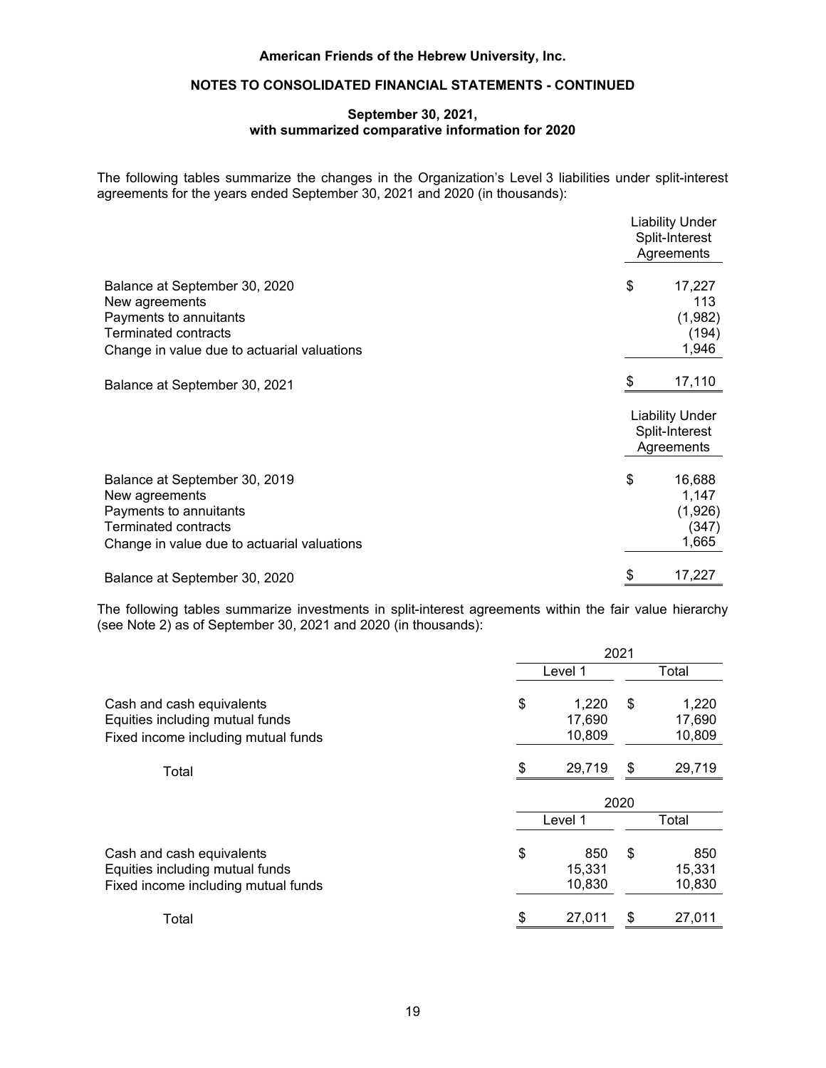**American Friends of the Hebrew University, Inc.**

**NOTES TO CONSOLIDATED FINANCIAL STATEMENTS - CONTINUED**

**September 30, 2021, with summarized comparative information for 2020**

The following tables summarize the changes in the Organization's Level 3 liabilities under split-interest agreements for the years ended September 30, 2021 and 2020 (in thousands):

| | Liability Under Split-Interest Agreements |
|---|---|
| Balance at September 30, 2020 | $ 17,227 |
| New agreements | 113 |
| Payments to annuitants | (1,982) |
| Terminated contracts | (194) |
| Change in value due to actuarial valuations | 1,946 |
| Balance at September 30, 2021 | $ 17,110 |

| | Liability Under Split-Interest Agreements |
|---|---|
| Balance at September 30, 2019 | $ 16,688 |
| New agreements | 1,147 |
| Payments to annuitants | (1,926) |
| Terminated contracts | (347) |
| Change in value due to actuarial valuations | 1,665 |
| Balance at September 30, 2020 | $ 17,227 |

The following tables summarize investments in split-interest agreements within the fair value hierarchy (see Note 2) as of September 30, 2021 and 2020 (in thousands):

| | 2021 | |
|---|---|---|
| | Level 1 | Total |
| Cash and cash equivalents | $ 1,220 | $ 1,220 |
| Equities including mutual funds | 17,690 | 17,690 |
| Fixed income including mutual funds | 10,809 | 10,809 |
| Total | $ 29,719 | $ 29,719 |

| | 2020 | |
|---|---|---|
| | Level 1 | Total |
| Cash and cash equivalents | $ 850 | $ 850 |
| Equities including mutual funds | 15,331 | 15,331 |
| Fixed income including mutual funds | 10,830 | 10,830 |
| Total | $ 27,011 | $ 27,011 |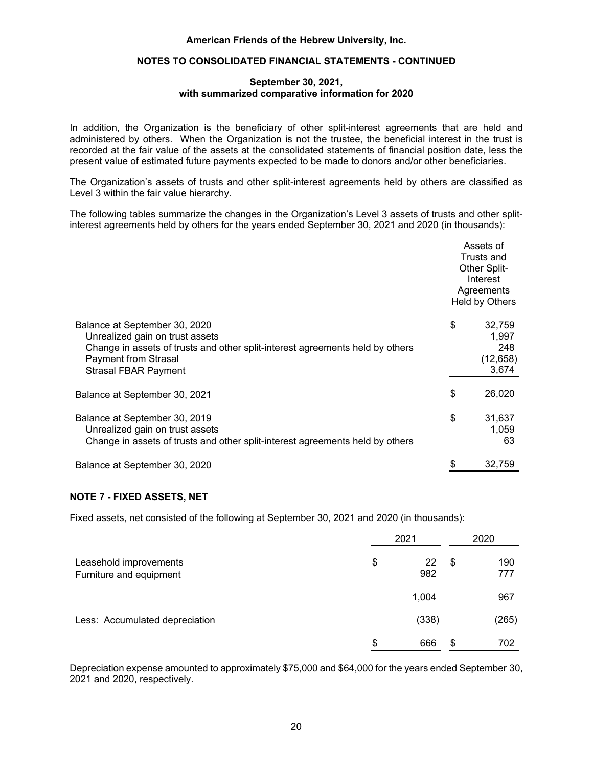In addition, the Organization is the beneficiary of other split-interest agreements that are held and administered by others. When the Organization is not the trustee, the beneficial interest in the trust is recorded at the fair value of the assets at the consolidated statements of financial position date, less the present value of estimated future payments expected to be made to donors and/or other beneficiaries.

The Organization's assets of trusts and other split-interest agreements held by others are classified as Level 3 within the fair value hierarchy.

The following tables summarize the changes in the Organization's Level 3 assets of trusts and other split-interest agreements held by others for the years ended September 30, 2021 and 2020 (in thousands):

| | Assets of Trusts and Other Split-Interest Agreements Held by Others |
|---|---|
| Balance at September 30, 2020 | $ 32,759 |
| Unrealized gain on trust assets | 1,997 |
| Change in assets of trusts and other split-interest agreements held by others | 248 |
| Payment from Strasal | (12,658) |
| Strasal FBAR Payment | 3,674 |
| Balance at September 30, 2021 | $ 26,020 |
| Balance at September 30, 2019 | $ 31,637 |
| Unrealized gain on trust assets | 1,059 |
| Change in assets of trusts and other split-interest agreements held by others | 63 |
| Balance at September 30, 2020 | $ 32,759 |

## NOTE 7 - FIXED ASSETS, NET

Fixed assets, net consisted of the following at September 30, 2021 and 2020 (in thousands):

| | 2021 | 2020 |
|---|---|---|
| Leasehold improvements | $ 22 | $ 190 |
| Furniture and equipment | 982 | 777 |
| | 1,004 | 967 |
| Less: Accumulated depreciation | (338) | (265) |
| | $ 666 | $ 702 |

Depreciation expense amounted to approximately $75,000 and $64,000 for the years ended September 30, 2021 and 2020, respectively.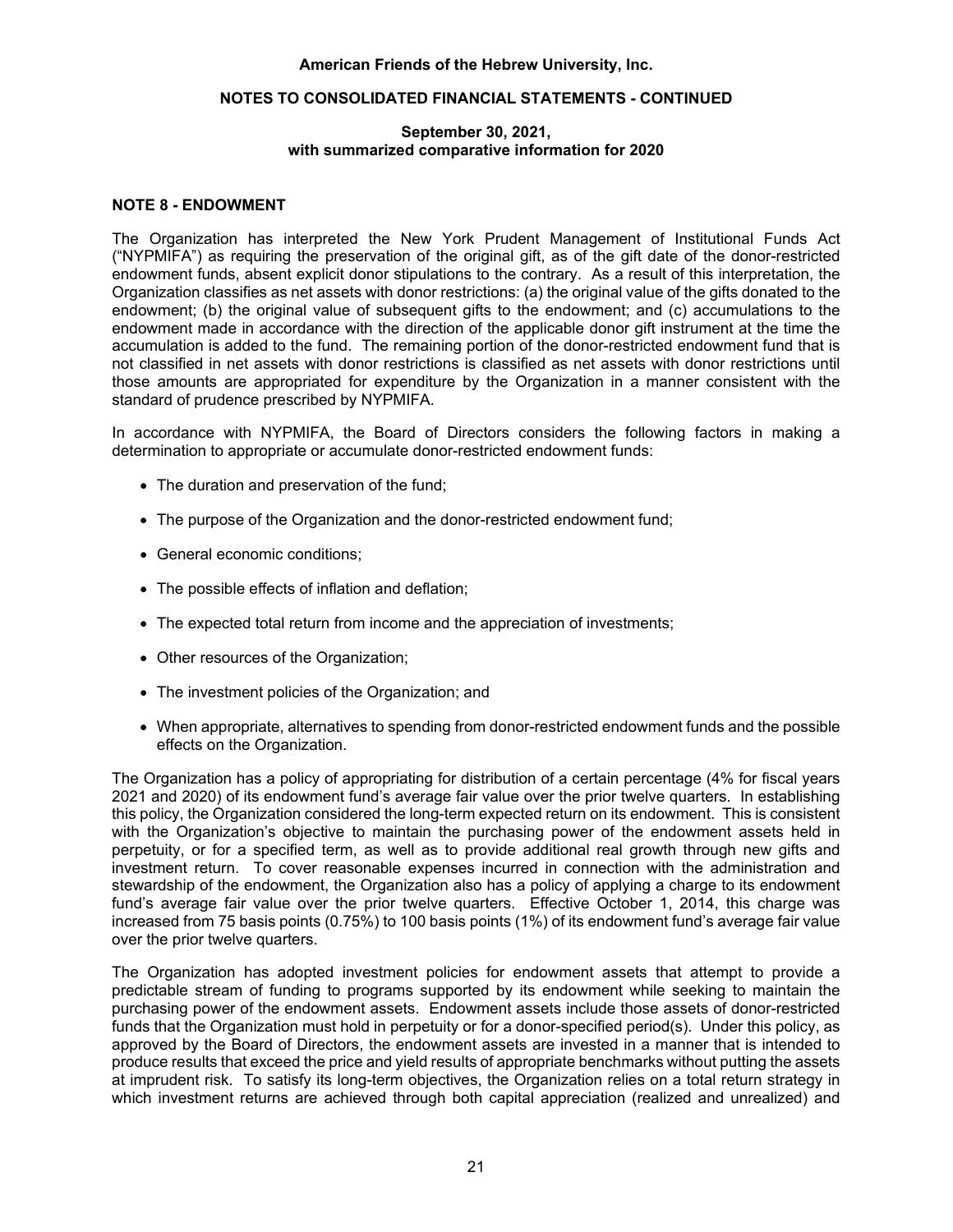## NOTE 8 - ENDOWMENT

The Organization has interpreted the New York Prudent Management of Institutional Funds Act ("NYPMIFA") as requiring the preservation of the original gift, as of the gift date of the donor-restricted endowment funds, absent explicit donor stipulations to the contrary. As a result of this interpretation, the Organization classifies as net assets with donor restrictions: (a) the original value of the gifts donated to the endowment; (b) the original value of subsequent gifts to the endowment; and (c) accumulations to the endowment made in accordance with the direction of the applicable donor gift instrument at the time the accumulation is added to the fund. The remaining portion of the donor-restricted endowment fund that is not classified in net assets with donor restrictions is classified as net assets with donor restrictions until those amounts are appropriated for expenditure by the Organization in a manner consistent with the standard of prudence prescribed by NYPMIFA.

In accordance with NYPMIFA, the Board of Directors considers the following factors in making a determination to appropriate or accumulate donor-restricted endowment funds:

- The duration and preservation of the fund;
- The purpose of the Organization and the donor-restricted endowment fund;
- General economic conditions;
- The possible effects of inflation and deflation;
- The expected total return from income and the appreciation of investments;
- Other resources of the Organization;
- The investment policies of the Organization; and
- When appropriate, alternatives to spending from donor-restricted endowment funds and the possible effects on the Organization.

The Organization has a policy of appropriating for distribution of a certain percentage (4% for fiscal years 2021 and 2020) of its endowment fund's average fair value over the prior twelve quarters. In establishing this policy, the Organization considered the long-term expected return on its endowment. This is consistent with the Organization's objective to maintain the purchasing power of the endowment assets held in perpetuity, or for a specified term, as well as to provide additional real growth through new gifts and investment return. To cover reasonable expenses incurred in connection with the administration and stewardship of the endowment, the Organization also has a policy of applying a charge to its endowment fund's average fair value over the prior twelve quarters. Effective October 1, 2014, this charge was increased from 75 basis points (0.75%) to 100 basis points (1%) of its endowment fund's average fair value over the prior twelve quarters.

The Organization has adopted investment policies for endowment assets that attempt to provide a predictable stream of funding to programs supported by its endowment while seeking to maintain the purchasing power of the endowment assets. Endowment assets include those assets of donor-restricted funds that the Organization must hold in perpetuity or for a donor-specified period(s). Under this policy, as approved by the Board of Directors, the endowment assets are invested in a manner that is intended to produce results that exceed the price and yield results of appropriate benchmarks without putting the assets at imprudent risk. To satisfy its long-term objectives, the Organization relies on a total return strategy in which investment returns are achieved through both capital appreciation (realized and unrealized) and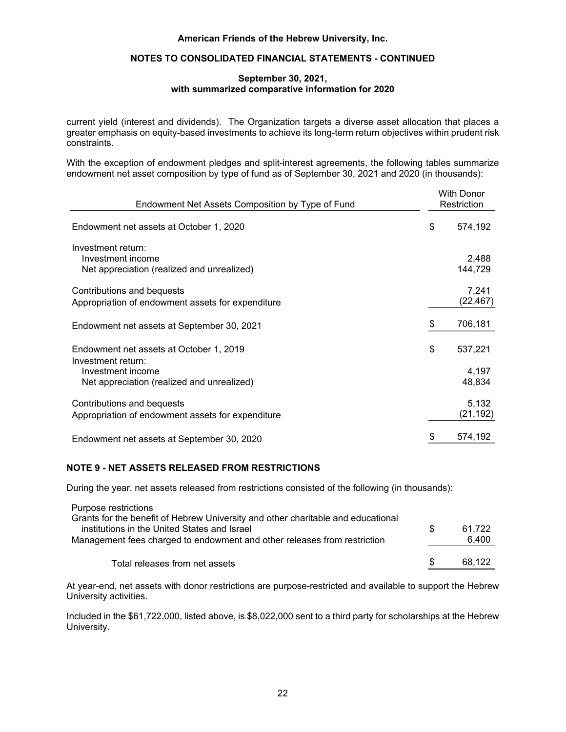current yield (interest and dividends). The Organization targets a diverse asset allocation that places a greater emphasis on equity-based investments to achieve its long-term return objectives within prudent risk constraints.

With the exception of endowment pledges and split-interest agreements, the following tables summarize endowment net asset composition by type of fund as of September 30, 2021 and 2020 (in thousands):

| Endowment Net Assets Composition by Type of Fund | With Donor Restriction |
|---|---|
| Endowment net assets at October 1, 2020 | $ 574,192 |
| Investment return: | |
| Investment income | 2,488 |
| Net appreciation (realized and unrealized) | 144,729 |
| Contributions and bequests | 7,241 |
| Appropriation of endowment assets for expenditure | (22,467) |
| Endowment net assets at September 30, 2021 | $ 706,181 |
| Endowment net assets at October 1, 2019 | $ 537,221 |
| Investment return: | |
| Investment income | 4,197 |
| Net appreciation (realized and unrealized) | 48,834 |
| Contributions and bequests | 5,132 |
| Appropriation of endowment assets for expenditure | (21,192) |
| Endowment net assets at September 30, 2020 | $ 574,192 |

## NOTE 9 - NET ASSETS RELEASED FROM RESTRICTIONS

During the year, net assets released from restrictions consisted of the following (in thousands):

| | |
|---|---|
| Purpose restrictions | |
| Grants for the benefit of Hebrew University and other charitable and educational institutions in the United States and Israel | $ 61,722 |
| Management fees charged to endowment and other releases from restriction | 6,400 |
| Total releases from net assets | $ 68,122 |

At year-end, net assets with donor restrictions are purpose-restricted and available to support the Hebrew University activities.

Included in the $61,722,000, listed above, is $8,022,000 sent to a third party for scholarships at the Hebrew University.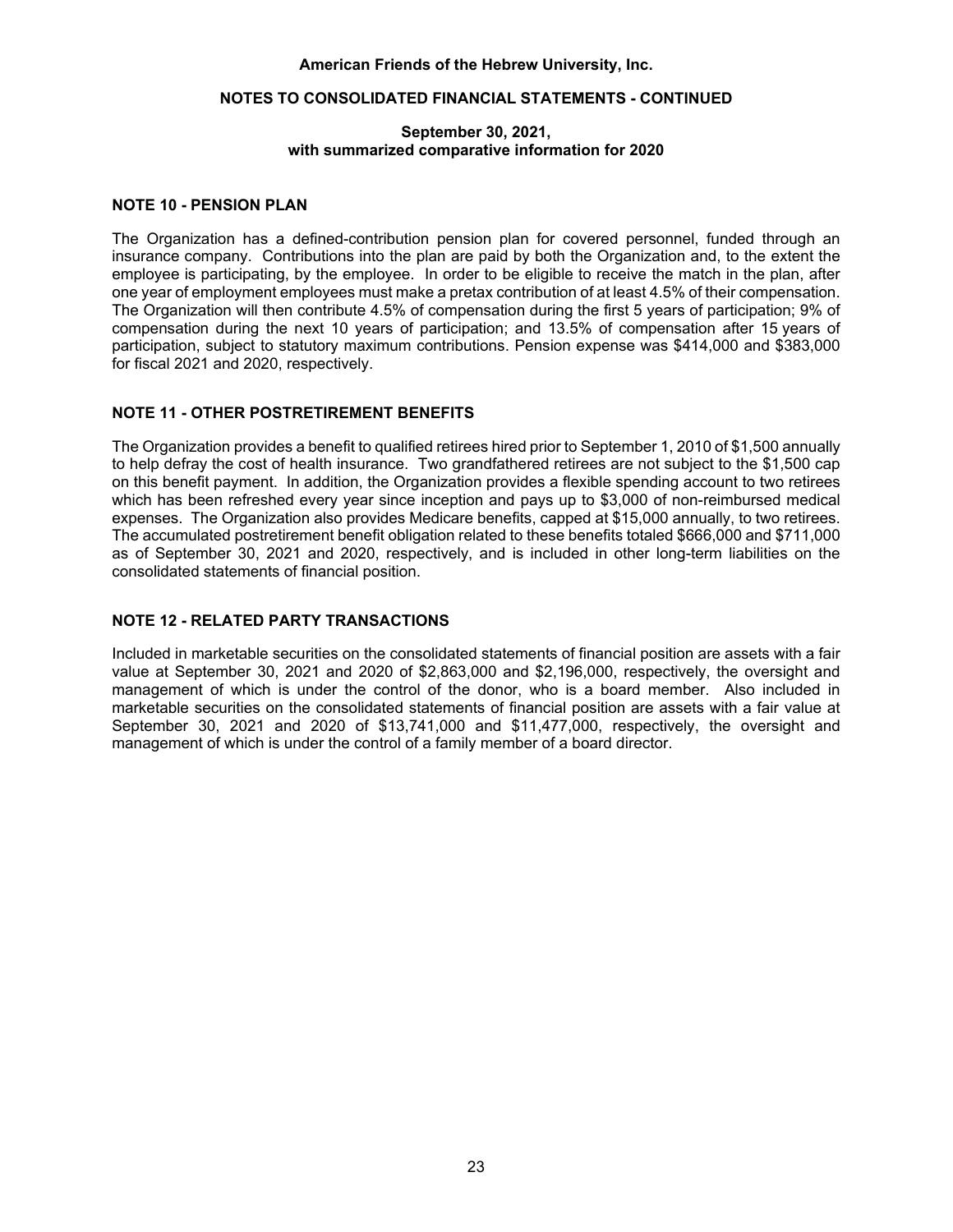## NOTE 10 - PENSION PLAN

The Organization has a defined-contribution pension plan for covered personnel, funded through an insurance company. Contributions into the plan are paid by both the Organization and, to the extent the employee is participating, by the employee. In order to be eligible to receive the match in the plan, after one year of employment employees must make a pretax contribution of at least 4.5% of their compensation. The Organization will then contribute 4.5% of compensation during the first 5 years of participation; 9% of compensation during the next 10 years of participation; and 13.5% of compensation after 15 years of participation, subject to statutory maximum contributions. Pension expense was $414,000 and $383,000 for fiscal 2021 and 2020, respectively.

## NOTE 11 - OTHER POSTRETIREMENT BENEFITS

The Organization provides a benefit to qualified retirees hired prior to September 1, 2010 of $1,500 annually to help defray the cost of health insurance. Two grandfathered retirees are not subject to the $1,500 cap on this benefit payment. In addition, the Organization provides a flexible spending account to two retirees which has been refreshed every year since inception and pays up to $3,000 of non-reimbursed medical expenses. The Organization also provides Medicare benefits, capped at $15,000 annually, to two retirees. The accumulated postretirement benefit obligation related to these benefits totaled $666,000 and $711,000 as of September 30, 2021 and 2020, respectively, and is included in other long-term liabilities on the consolidated statements of financial position.

## NOTE 12 - RELATED PARTY TRANSACTIONS

Included in marketable securities on the consolidated statements of financial position are assets with a fair value at September 30, 2021 and 2020 of $2,863,000 and $2,196,000, respectively, the oversight and management of which is under the control of the donor, who is a board member. Also included in marketable securities on the consolidated statements of financial position are assets with a fair value at September 30, 2021 and 2020 of $13,741,000 and $11,477,000, respectively, the oversight and management of which is under the control of a family member of a board director.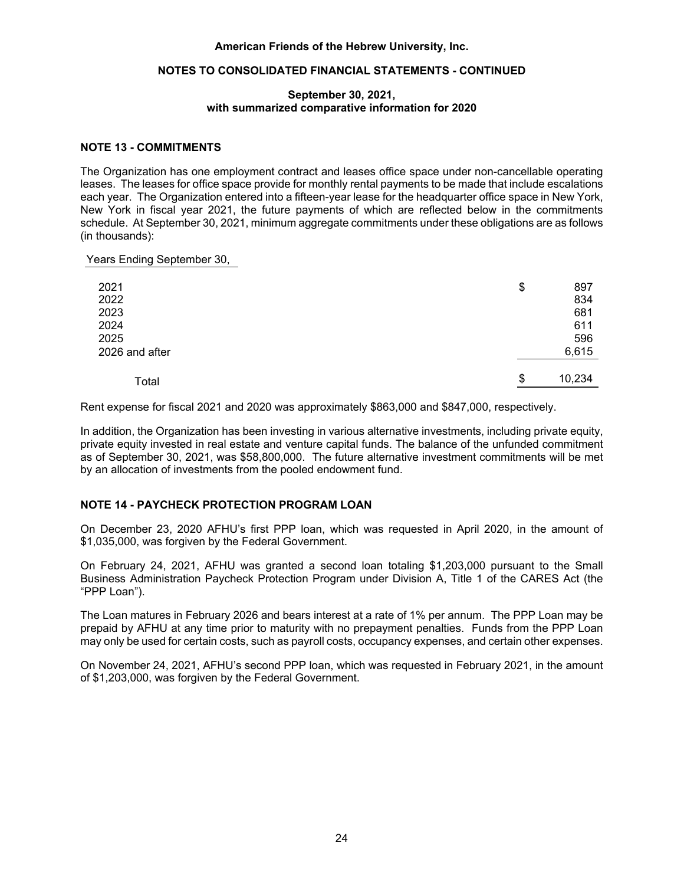## NOTE 13 - COMMITMENTS

The Organization has one employment contract and leases office space under non-cancellable operating leases. The leases for office space provide for monthly rental payments to be made that include escalations each year. The Organization entered into a fifteen-year lease for the headquarter office space in New York, New York in fiscal year 2021, the future payments of which are reflected below in the commitments schedule. At September 30, 2021, minimum aggregate commitments under these obligations are as follows (in thousands):

| Years Ending September 30, | |
|---|---|
| 2021 | $ 897 |
| 2022 | 834 |
| 2023 | 681 |
| 2024 | 611 |
| 2025 | 596 |
| 2026 and after | 6,615 |
| Total | $ 10,234 |

Rent expense for fiscal 2021 and 2020 was approximately $863,000 and $847,000, respectively.

In addition, the Organization has been investing in various alternative investments, including private equity, private equity invested in real estate and venture capital funds. The balance of the unfunded commitment as of September 30, 2021, was $58,800,000. The future alternative investment commitments will be met by an allocation of investments from the pooled endowment fund.

## NOTE 14 - PAYCHECK PROTECTION PROGRAM LOAN

On December 23, 2020 AFHU's first PPP loan, which was requested in April 2020, in the amount of $1,035,000, was forgiven by the Federal Government.

On February 24, 2021, AFHU was granted a second loan totaling $1,203,000 pursuant to the Small Business Administration Paycheck Protection Program under Division A, Title 1 of the CARES Act (the "PPP Loan").

The Loan matures in February 2026 and bears interest at a rate of 1% per annum. The PPP Loan may be prepaid by AFHU at any time prior to maturity with no prepayment penalties. Funds from the PPP Loan may only be used for certain costs, such as payroll costs, occupancy expenses, and certain other expenses.

On November 24, 2021, AFHU's second PPP loan, which was requested in February 2021, in the amount of $1,203,000, was forgiven by the Federal Government.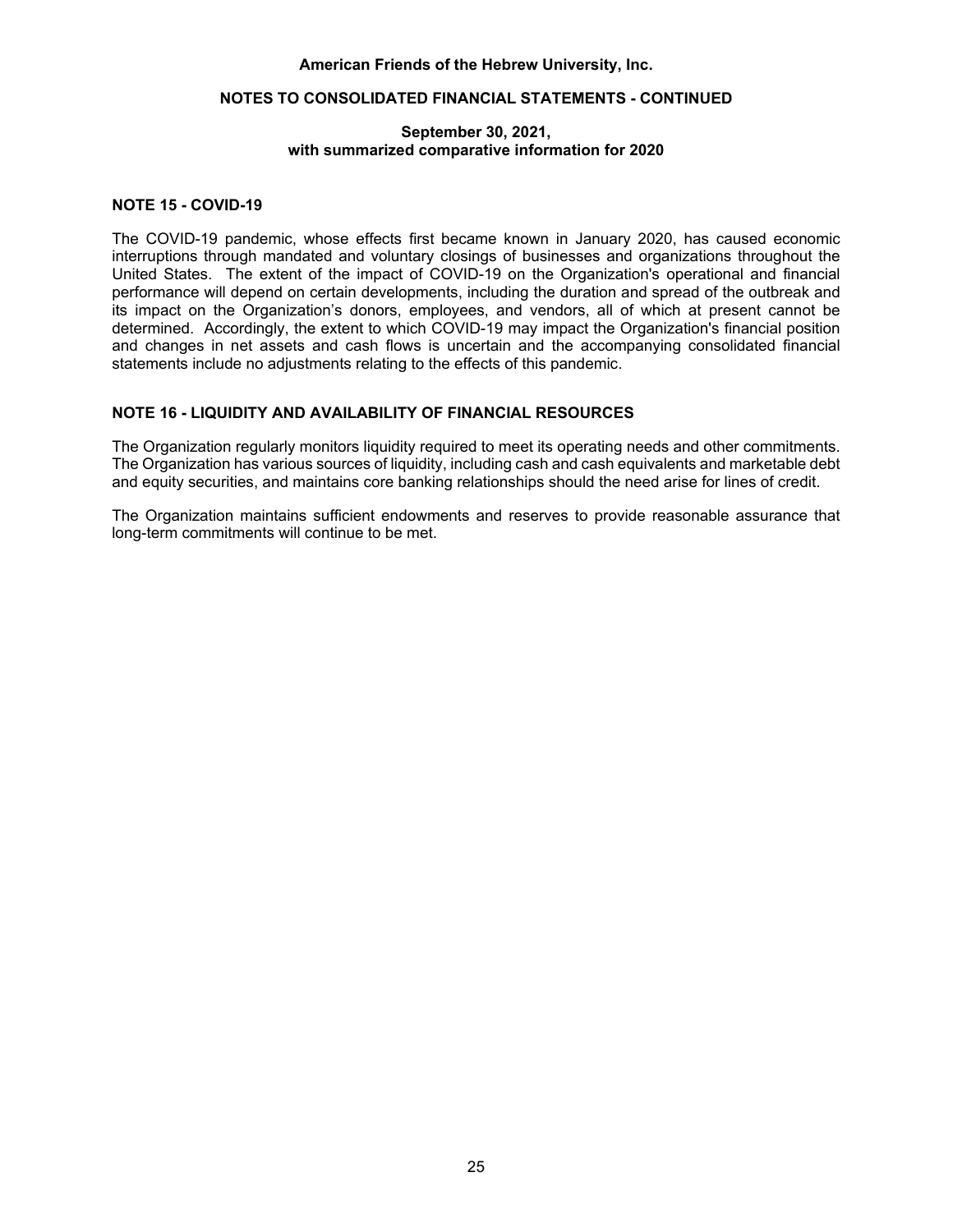## NOTE 15 - COVID-19

The COVID-19 pandemic, whose effects first became known in January 2020, has caused economic interruptions through mandated and voluntary closings of businesses and organizations throughout the United States. The extent of the impact of COVID-19 on the Organization's operational and financial performance will depend on certain developments, including the duration and spread of the outbreak and its impact on the Organization's donors, employees, and vendors, all of which at present cannot be determined. Accordingly, the extent to which COVID-19 may impact the Organization's financial position and changes in net assets and cash flows is uncertain and the accompanying consolidated financial statements include no adjustments relating to the effects of this pandemic.

## NOTE 16 - LIQUIDITY AND AVAILABILITY OF FINANCIAL RESOURCES

The Organization regularly monitors liquidity required to meet its operating needs and other commitments. The Organization has various sources of liquidity, including cash and cash equivalents and marketable debt and equity securities, and maintains core banking relationships should the need arise for lines of credit.

The Organization maintains sufficient endowments and reserves to provide reasonable assurance that long-term commitments will continue to be met.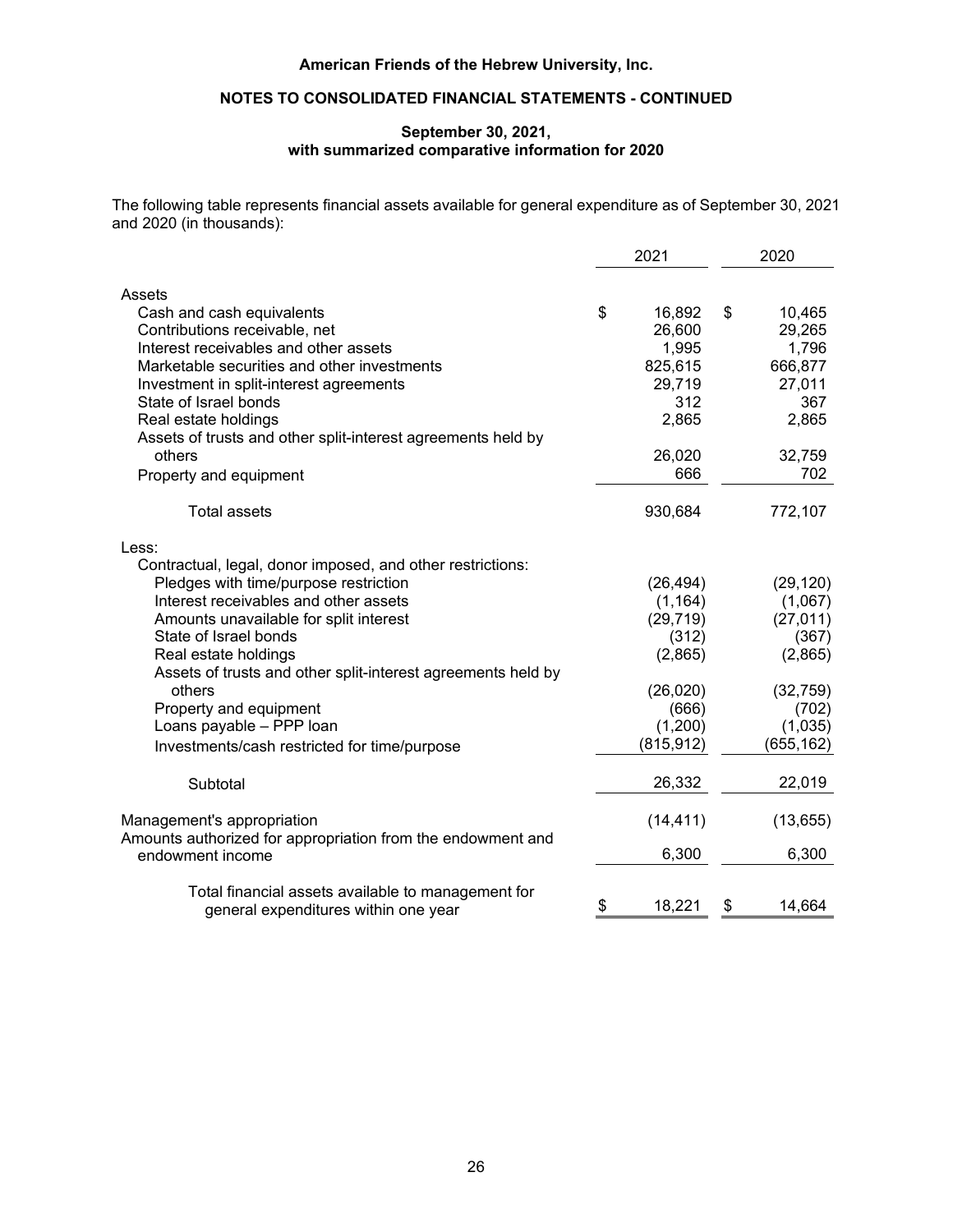The following table represents financial assets available for general expenditure as of September 30, 2021 and 2020 (in thousands):

| | 2021 | 2020 |
|---|---|---|
| **Assets** | | |
| Cash and cash equivalents | $ 16,892 | $ 10,465 |
| Contributions receivable, net | 26,600 | 29,265 |
| Interest receivables and other assets | 1,995 | 1,796 |
| Marketable securities and other investments | 825,615 | 666,877 |
| Investment in split-interest agreements | 29,719 | 27,011 |
| State of Israel bonds | 312 | 367 |
| Real estate holdings | 2,865 | 2,865 |
| Assets of trusts and other split-interest agreements held by others | 26,020 | 32,759 |
| Property and equipment | 666 | 702 |
| Total assets | 930,684 | 772,107 |
| **Less:** | | |
| Contractual, legal, donor imposed, and other restrictions: | | |
| Pledges with time/purpose restriction | (26,494) | (29,120) |
| Interest receivables and other assets | (1,164) | (1,067) |
| Amounts unavailable for split interest | (29,719) | (27,011) |
| State of Israel bonds | (312) | (367) |
| Real estate holdings | (2,865) | (2,865) |
| Assets of trusts and other split-interest agreements held by others | (26,020) | (32,759) |
| Property and equipment | (666) | (702) |
| Loans payable – PPP loan | (1,200) | (1,035) |
| Investments/cash restricted for time/purpose | (815,912) | (655,162) |
| Subtotal | 26,332 | 22,019 |
| Management's appropriation | (14,411) | (13,655) |
| Amounts authorized for appropriation from the endowment and endowment income | 6,300 | 6,300 |
| Total financial assets available to management for general expenditures within one year | $ 18,221 | $ 14,664 |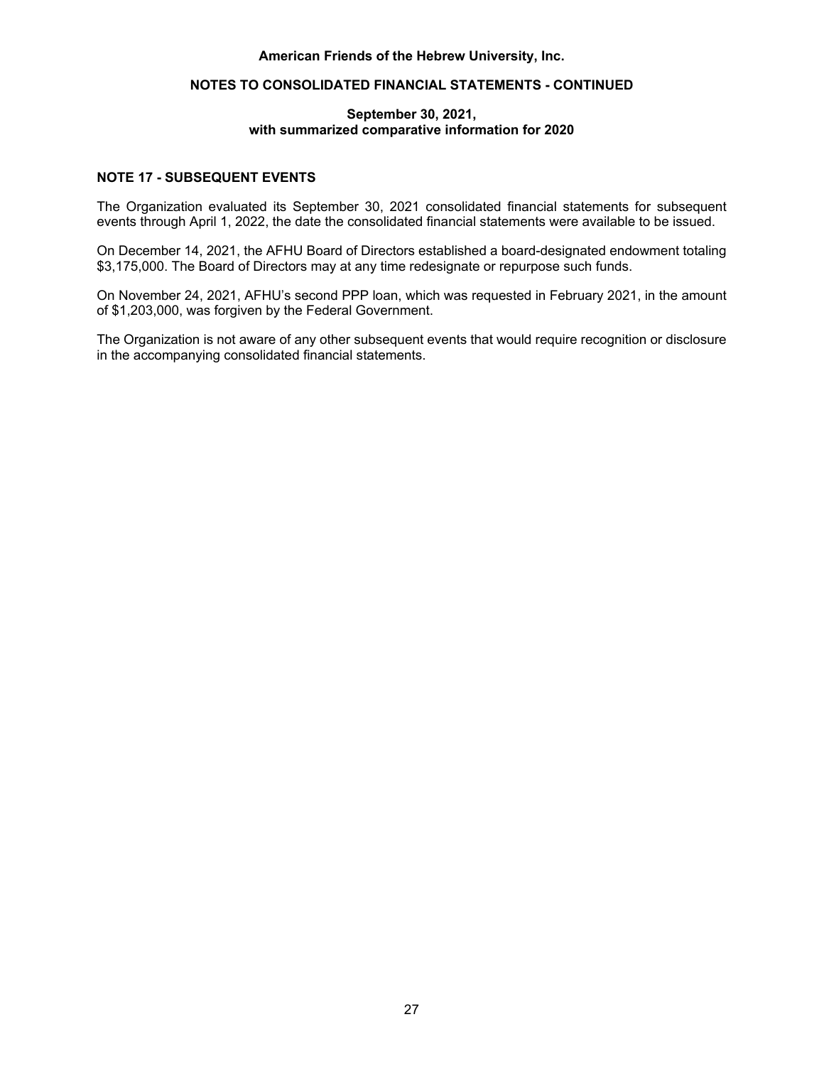## NOTE 17 - SUBSEQUENT EVENTS

The Organization evaluated its September 30, 2021 consolidated financial statements for subsequent events through April 1, 2022, the date the consolidated financial statements were available to be issued.

On December 14, 2021, the AFHU Board of Directors established a board-designated endowment totaling $3,175,000. The Board of Directors may at any time redesignate or repurpose such funds.

On November 24, 2021, AFHU's second PPP loan, which was requested in February 2021, in the amount of $1,203,000, was forgiven by the Federal Government.

The Organization is not aware of any other subsequent events that would require recognition or disclosure in the accompanying consolidated financial statements.